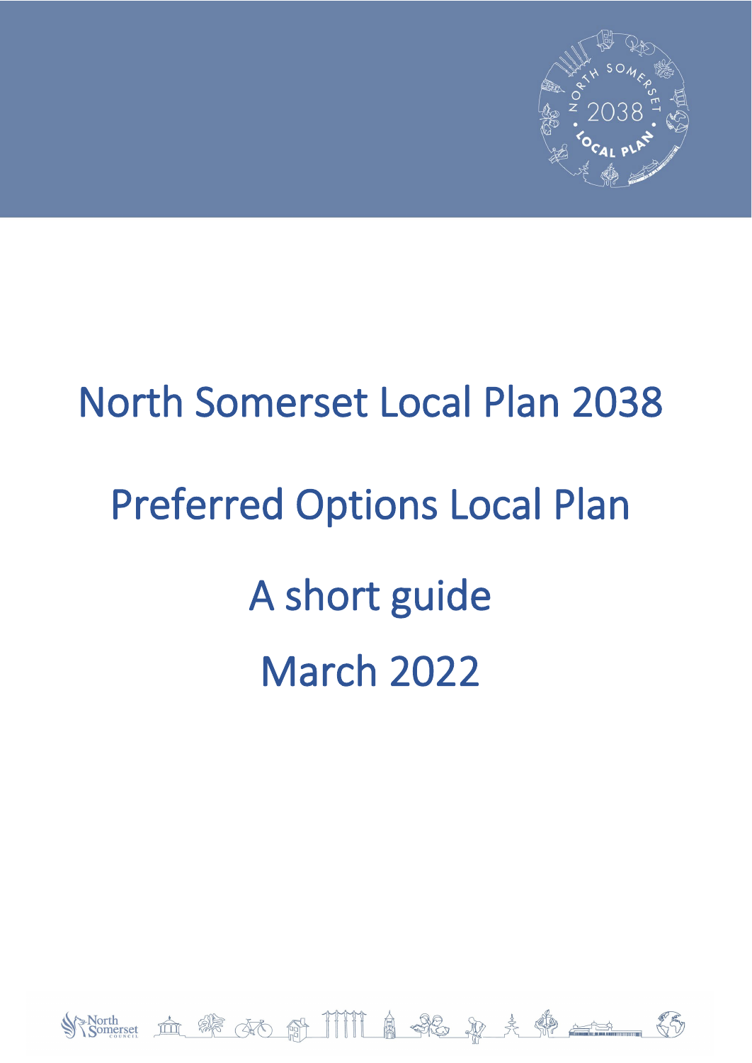# North Somerset Local Plan 2038

## Preferred Options Local Plan

## A short guide

## March 2022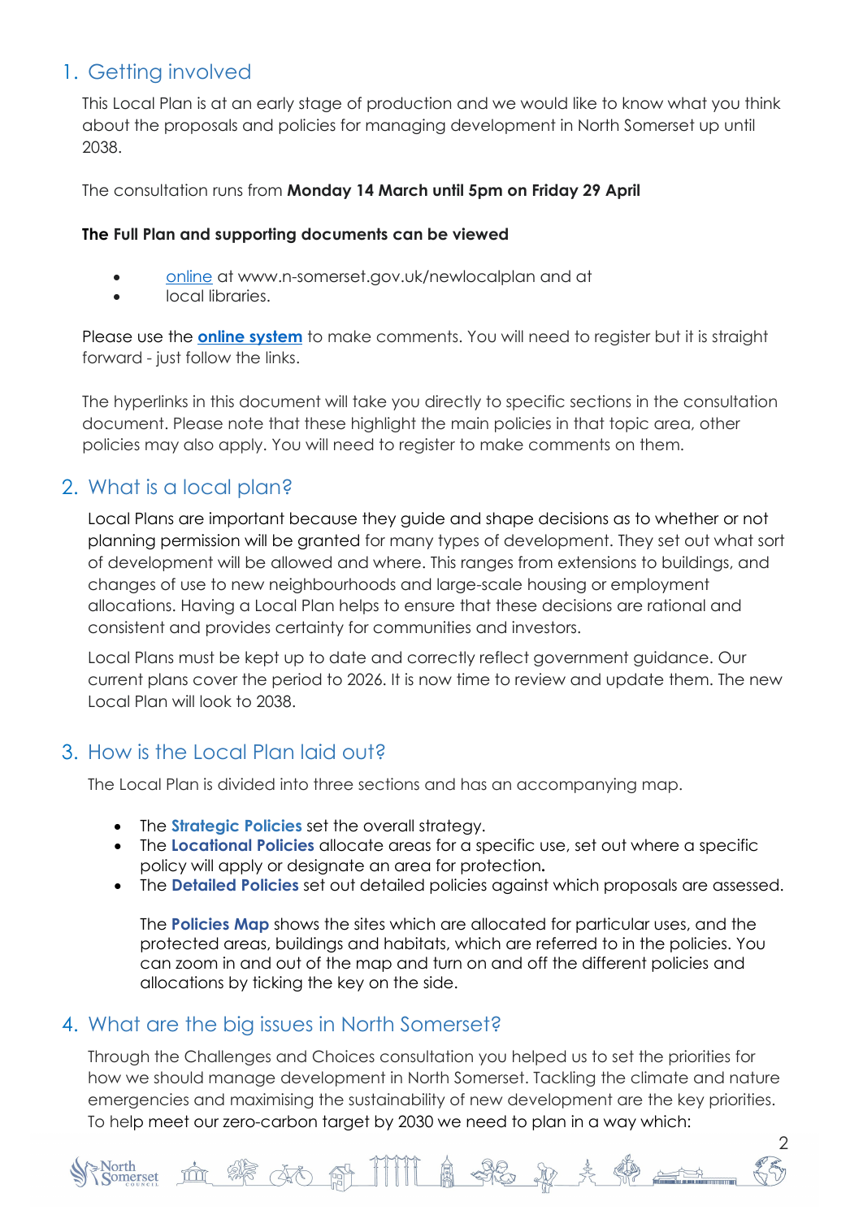## 1. Getting involved

This Local Plan is at an early stage of production and we would like to know what you think about the proposals and policies for managing development in North Somerset up until 2038.

The consultation runs from **Monday 14 March until 5pm on Friday 29 April**

**The Full Plan and supporting documents can be viewed**

- online at www.n-somerset.gov.uk/newlocalplan and at
- local libraries.

Please use the **online system** to make comments. You will need to register but it is straight forward - just follow the links.

The hyperlinks in this document will take you directly to specific sections in the consultation document. Please note that these highlight the main policies in that topic area, other policies may also apply. You will need to register to make comments on them.

## 2. What is a local plan?

Local Plans are important because they guide and shape decisions as to whether or not planning permission will be granted for many types of development. They set out what sort of development will be allowed and where. This ranges from extensions to buildings, and changes of use to new neighbourhoods and large-scale housing or employment allocations. Having a Local Plan helps to ensure that these decisions are rational and consistent and provides certainty for communities and investors.

Local Plans must be kept up to date and correctly reflect government guidance. Our current plans cover the period to 2026. It is now time to review and update them. The new Local Plan will look to 2038.

## 3. How is the Local Plan laid out?

The Local Plan is divided into three sections and has an accompanying map.

- The **Strategic Policies** set the overall strategy.
- The **Locational Policies** allocate areas for a specific use, set out where a specific policy will apply or designate an area for protection**.**
- The **Detailed Policies** set out detailed policies against which proposals are assessed.

  The **Policies Map** shows the sites which are allocated for particular uses, and the protected areas, buildings and habitats, which are referred to in the policies. You can zoom in and out of the map and turn on and off the different policies and allocations by ticking the key on the side.

## 4. What are the big issues in North Somerset?

Through the Challenges and Choices consultation you helped us to set the priorities for how we should manage development in North Somerset. Tackling the climate and nature emergencies and maximising the sustainability of new development are the key priorities. To help meet our zero-carbon target by 2030 we need to plan in a way which: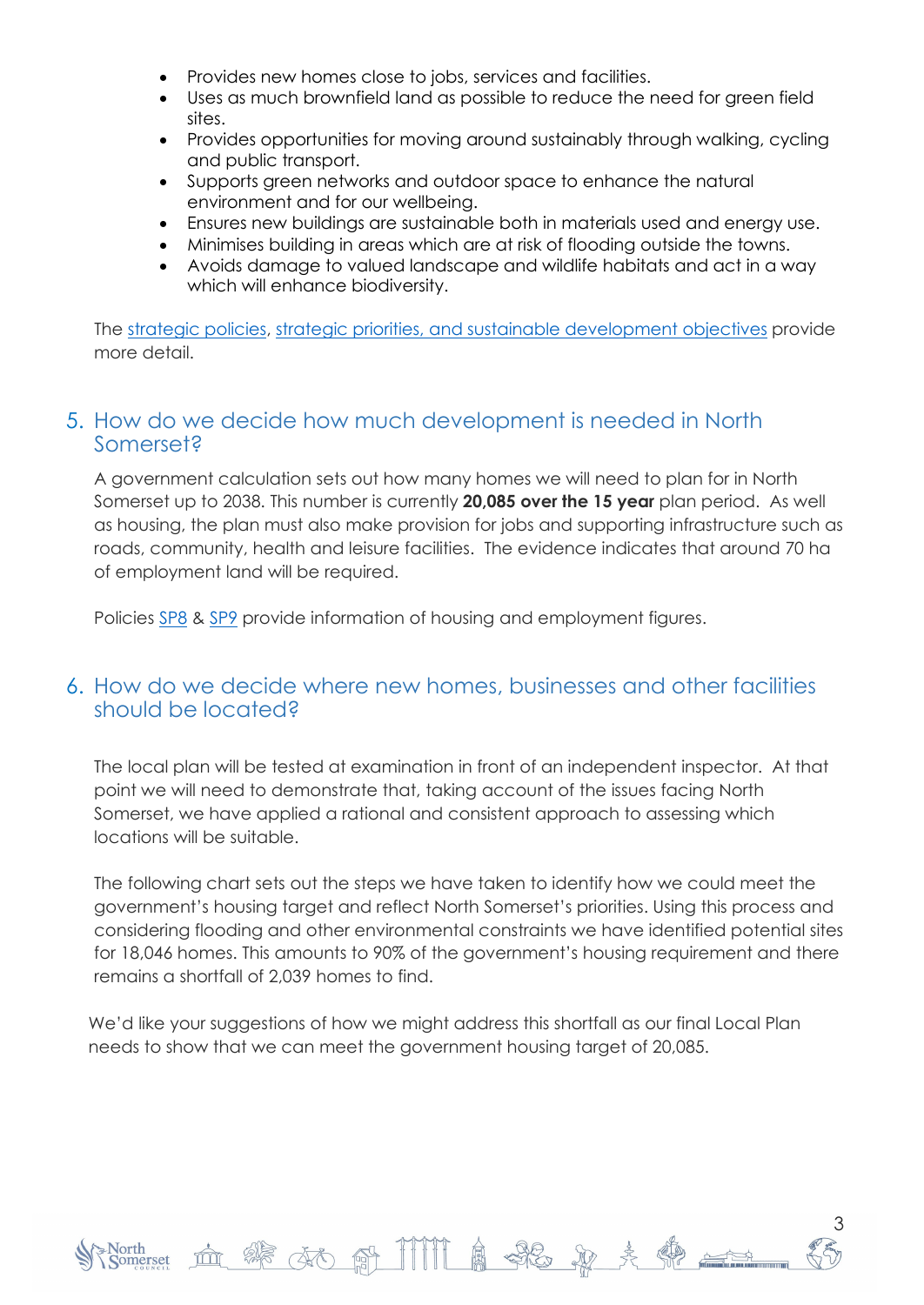- Provides new homes close to jobs, services and facilities.
- Uses as much brownfield land as possible to reduce the need for green field sites.
- Provides opportunities for moving around sustainably through walking, cycling and public transport.
- Supports green networks and outdoor space to enhance the natural environment and for our wellbeing.
- Ensures new buildings are sustainable both in materials used and energy use.
- Minimises building in areas which are at risk of flooding outside the towns.
- Avoids damage to valued landscape and wildlife habitats and act in a way which will enhance biodiversity.

The strategic policies, strategic priorities, and sustainable development objectives provide more detail.

## 5. How do we decide how much development is needed in North Somerset?

A government calculation sets out how many homes we will need to plan for in North Somerset up to 2038. This number is currently **20,085 over the 15 year** plan period. As well as housing, the plan must also make provision for jobs and supporting infrastructure such as roads, community, health and leisure facilities. The evidence indicates that around 70 ha of employment land will be required.

Policies SP8 & SP9 provide information of housing and employment figures.

## 6. How do we decide where new homes, businesses and other facilities should be located?

The local plan will be tested at examination in front of an independent inspector. At that point we will need to demonstrate that, taking account of the issues facing North Somerset, we have applied a rational and consistent approach to assessing which locations will be suitable.

The following chart sets out the steps we have taken to identify how we could meet the government's housing target and reflect North Somerset's priorities. Using this process and considering flooding and other environmental constraints we have identified potential sites for 18,046 homes. This amounts to 90% of the government's housing requirement and there remains a shortfall of 2,039 homes to find.

We'd like your suggestions of how we might address this shortfall as our final Local Plan needs to show that we can meet the government housing target of 20,085.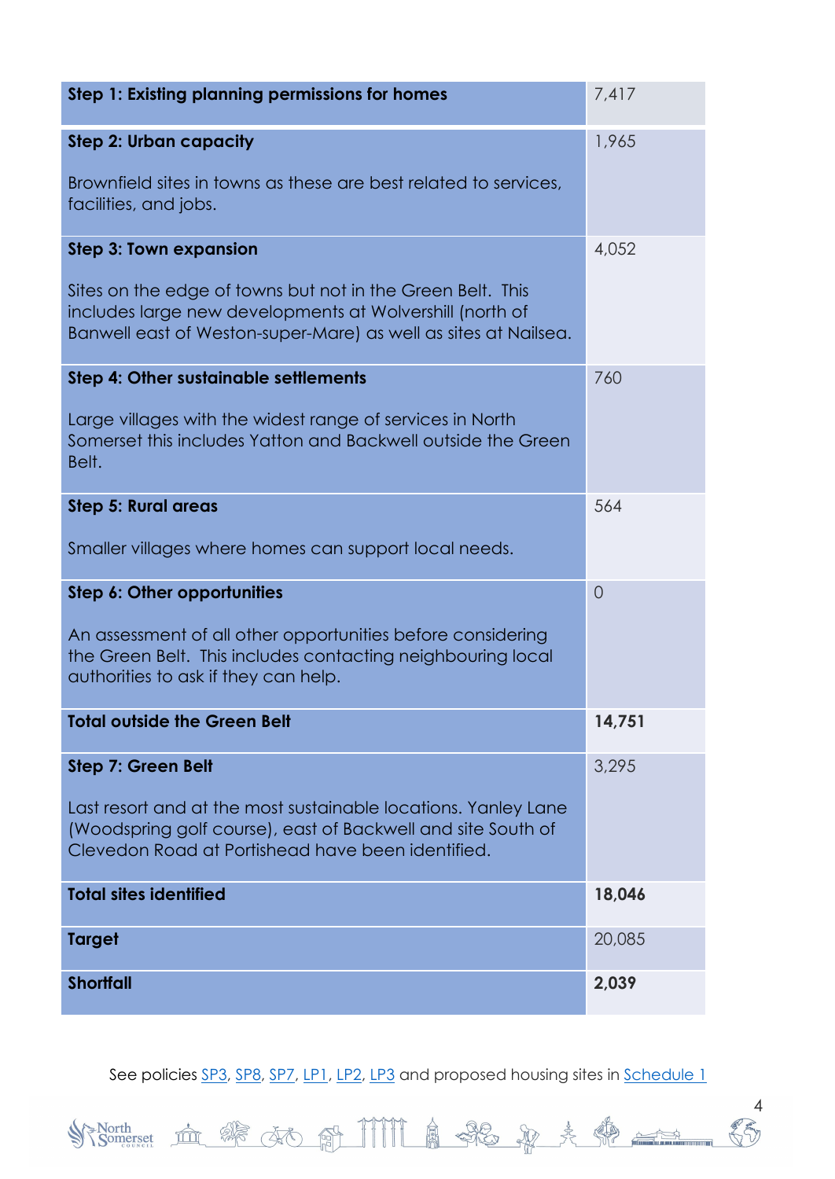| | |
|---|---|
| **Step 1: Existing planning permissions for homes** | 7,417 |
| **Step 2: Urban capacity**<br><br>Brownfield sites in towns as these are best related to services, facilities, and jobs. | 1,965 |
| **Step 3: Town expansion**<br><br>Sites on the edge of towns but not in the Green Belt. This includes large new developments at Wolvershill (north of Banwell east of Weston-super-Mare) as well as sites at Nailsea. | 4,052 |
| **Step 4: Other sustainable settlements**<br><br>Large villages with the widest range of services in North Somerset this includes Yatton and Backwell outside the Green Belt. | 760 |
| **Step 5: Rural areas**<br><br>Smaller villages where homes can support local needs. | 564 |
| **Step 6: Other opportunities**<br><br>An assessment of all other opportunities before considering the Green Belt. This includes contacting neighbouring local authorities to ask if they can help. | 0 |
| **Total outside the Green Belt** | **14,751** |
| **Step 7: Green Belt**<br><br>Last resort and at the most sustainable locations. Yanley Lane (Woodspring golf course), east of Backwell and site South of Clevedon Road at Portishead have been identified. | 3,295 |
| **Total sites identified** | **18,046** |
| **Target** | 20,085 |
| **Shortfall** | **2,039** |

See policies SP3, SP8, SP7, LP1, LP2, LP3 and proposed housing sites in Schedule 1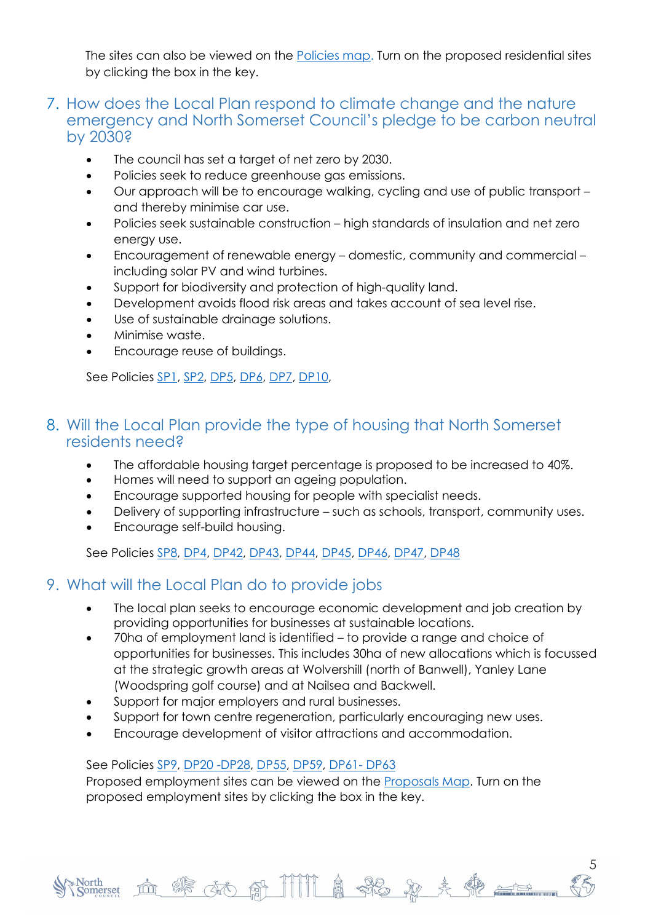The sites can also be viewed on the Policies map. Turn on the proposed residential sites by clicking the box in the key.

## 7. How does the Local Plan respond to climate change and the nature emergency and North Somerset Council's pledge to be carbon neutral by 2030?

- The council has set a target of net zero by 2030.
- Policies seek to reduce greenhouse gas emissions.
- Our approach will be to encourage walking, cycling and use of public transport – and thereby minimise car use.
- Policies seek sustainable construction – high standards of insulation and net zero energy use.
- Encouragement of renewable energy – domestic, community and commercial – including solar PV and wind turbines.
- Support for biodiversity and protection of high-quality land.
- Development avoids flood risk areas and takes account of sea level rise.
- Use of sustainable drainage solutions.
- Minimise waste.
- Encourage reuse of buildings.

See Policies SP1, SP2, DP5, DP6, DP7, DP10,

## 8. Will the Local Plan provide the type of housing that North Somerset residents need?

- The affordable housing target percentage is proposed to be increased to 40%.
- Homes will need to support an ageing population.
- Encourage supported housing for people with specialist needs.
- Delivery of supporting infrastructure – such as schools, transport, community uses.
- Encourage self-build housing.

See Policies SP8, DP4, DP42, DP43, DP44, DP45, DP46, DP47, DP48

## 9. What will the Local Plan do to provide jobs

- The local plan seeks to encourage economic development and job creation by providing opportunities for businesses at sustainable locations.
- 70ha of employment land is identified – to provide a range and choice of opportunities for businesses. This includes 30ha of new allocations which is focussed at the strategic growth areas at Wolvershill (north of Banwell), Yanley Lane (Woodspring golf course) and at Nailsea and Backwell.
- Support for major employers and rural businesses.
- Support for town centre regeneration, particularly encouraging new uses.
- Encourage development of visitor attractions and accommodation.

See Policies SP9, DP20 -DP28, DP55, DP59, DP61- DP63
Proposed employment sites can be viewed on the Proposals Map. Turn on the proposed employment sites by clicking the box in the key.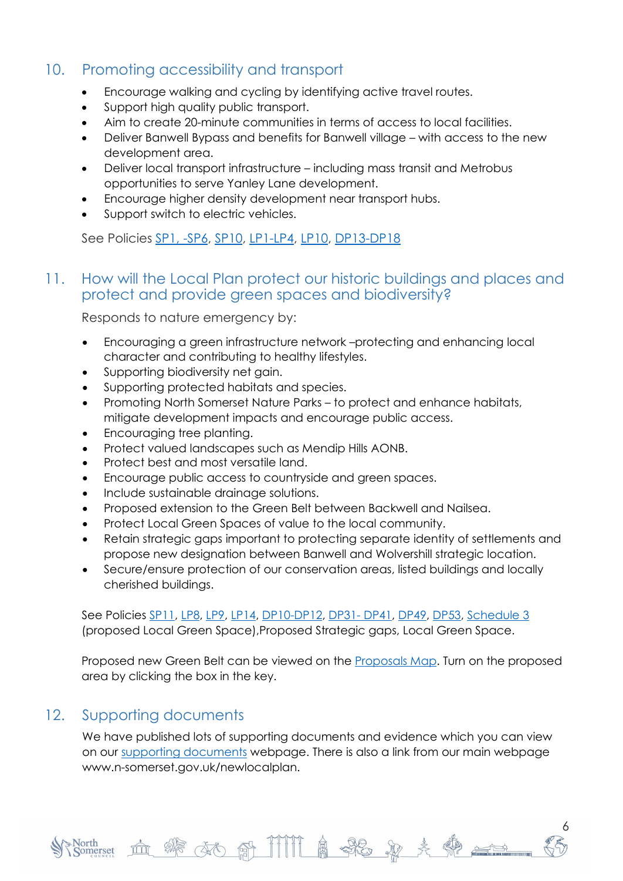## 10. Promoting accessibility and transport

- Encourage walking and cycling by identifying active travel routes.
- Support high quality public transport.
- Aim to create 20-minute communities in terms of access to local facilities.
- Deliver Banwell Bypass and benefits for Banwell village – with access to the new development area.
- Deliver local transport infrastructure – including mass transit and Metrobus opportunities to serve Yanley Lane development.
- Encourage higher density development near transport hubs.
- Support switch to electric vehicles.

See Policies SP1, -SP6, SP10, LP1-LP4, LP10, DP13-DP18

## 11. How will the Local Plan protect our historic buildings and places and protect and provide green spaces and biodiversity?

Responds to nature emergency by:

- Encouraging a green infrastructure network –protecting and enhancing local character and contributing to healthy lifestyles.
- Supporting biodiversity net gain.
- Supporting protected habitats and species.
- Promoting North Somerset Nature Parks – to protect and enhance habitats, mitigate development impacts and encourage public access.
- Encouraging tree planting.
- Protect valued landscapes such as Mendip Hills AONB.
- Protect best and most versatile land.
- Encourage public access to countryside and green spaces.
- Include sustainable drainage solutions.
- Proposed extension to the Green Belt between Backwell and Nailsea.
- Protect Local Green Spaces of value to the local community.
- Retain strategic gaps important to protecting separate identity of settlements and propose new designation between Banwell and Wolvershill strategic location.
- Secure/ensure protection of our conservation areas, listed buildings and locally cherished buildings.

See Policies SP11, LP8, LP9, LP14, DP10-DP12, DP31- DP41, DP49, DP53, Schedule 3 (proposed Local Green Space),Proposed Strategic gaps, Local Green Space.

Proposed new Green Belt can be viewed on the Proposals Map. Turn on the proposed area by clicking the box in the key.

## 12. Supporting documents

We have published lots of supporting documents and evidence which you can view on our supporting documents webpage. There is also a link from our main webpage www.n-somerset.gov.uk/newlocalplan.